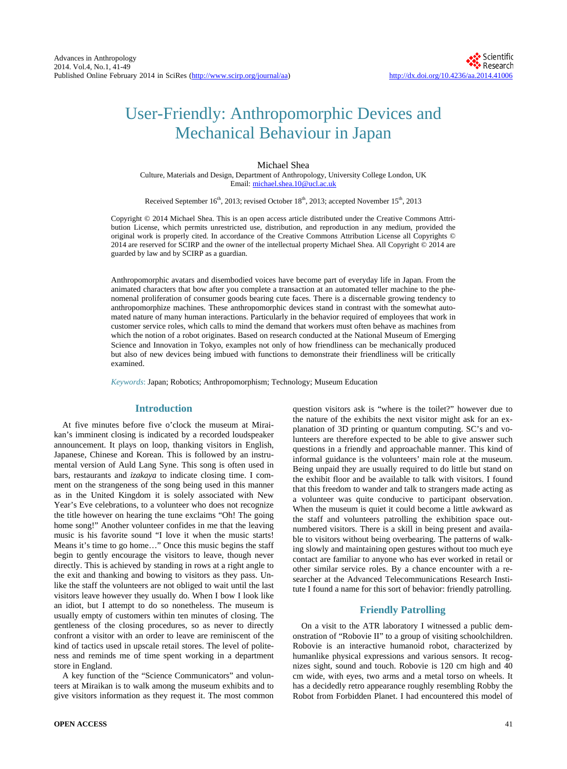# User-Friendly: Anthropomorphic Devices and Mechanical Behaviour in Japan

Michael Shea

Culture, Materials and Design, Department of Anthropology, University College London, UK
Email: michael.shea.10@ucl.ac.uk

Received September 16th, 2013; revised October 18th, 2013; accepted November 15th, 2013

Copyright © 2014 Michael Shea. This is an open access article distributed under the Creative Commons Attribution License, which permits unrestricted use, distribution, and reproduction in any medium, provided the original work is properly cited. In accordance of the Creative Commons Attribution License all Copyrights © 2014 are reserved for SCIRP and the owner of the intellectual property Michael Shea. All Copyright © 2014 are guarded by law and by SCIRP as a guardian.

Anthropomorphic avatars and disembodied voices have become part of everyday life in Japan. From the animated characters that bow after you complete a transaction at an automated teller machine to the phenomenal proliferation of consumer goods bearing cute faces. There is a discernable growing tendency to anthropomorphize machines. These anthropomorphic devices stand in contrast with the somewhat automated nature of many human interactions. Particularly in the behavior required of employees that work in customer service roles, which calls to mind the demand that workers must often behave as machines from which the notion of a robot originates. Based on research conducted at the National Museum of Emerging Science and Innovation in Tokyo, examples not only of how friendliness can be mechanically produced but also of new devices being imbued with functions to demonstrate their friendliness will be critically examined.

*Keywords:* Japan; Robotics; Anthropomorphism; Technology; Museum Education

## Introduction

At five minutes before five o'clock the museum at Miraikan's imminent closing is indicated by a recorded loudspeaker announcement. It plays on loop, thanking visitors in English, Japanese, Chinese and Korean. This is followed by an instrumental version of Auld Lang Syne. This song is often used in bars, restaurants and *izakaya* to indicate closing time. I comment on the strangeness of the song being used in this manner as in the United Kingdom it is solely associated with New Year's Eve celebrations, to a volunteer who does not recognize the title however on hearing the tune exclaims "Oh! The going home song!" Another volunteer confides in me that the leaving music is his favorite sound "I love it when the music starts! Means it's time to go home…" Once this music begins the staff begin to gently encourage the visitors to leave, though never directly. This is achieved by standing in rows at a right angle to the exit and thanking and bowing to visitors as they pass. Unlike the staff the volunteers are not obliged to wait until the last visitors leave however they usually do. When I bow I look like an idiot, but I attempt to do so nonetheless. The museum is usually empty of customers within ten minutes of closing. The gentleness of the closing procedures, so as never to directly confront a visitor with an order to leave are reminiscent of the kind of tactics used in upscale retail stores. The level of politeness and reminds me of time spent working in a department store in England.

A key function of the "Science Communicators" and volunteers at Miraikan is to walk among the museum exhibits and to give visitors information as they request it. The most common question visitors ask is "where is the toilet?" however due to the nature of the exhibits the next visitor might ask for an explanation of 3D printing or quantum computing. SC's and volunteers are therefore expected to be able to give answer such questions in a friendly and approachable manner. This kind of informal guidance is the volunteers' main role at the museum. Being unpaid they are usually required to do little but stand on the exhibit floor and be available to talk with visitors. I found that this freedom to wander and talk to strangers made acting as a volunteer quite conducive to participant observation. When the museum is quiet it could become a little awkward as the staff and volunteers patrolling the exhibition space outnumbered visitors. There is a skill in being present and available to visitors without being overbearing. The patterns of walking slowly and maintaining open gestures without too much eye contact are familiar to anyone who has ever worked in retail or other similar service roles. By a chance encounter with a researcher at the Advanced Telecommunications Research Institute I found a name for this sort of behavior: friendly patrolling.

## Friendly Patrolling

On a visit to the ATR laboratory I witnessed a public demonstration of "Robovie II" to a group of visiting schoolchildren. Robovie is an interactive humanoid robot, characterized by humanlike physical expressions and various sensors. It recognizes sight, sound and touch. Robovie is 120 cm high and 40 cm wide, with eyes, two arms and a metal torso on wheels. It has a decidedly retro appearance roughly resembling Robby the Robot from Forbidden Planet. I had encountered this model of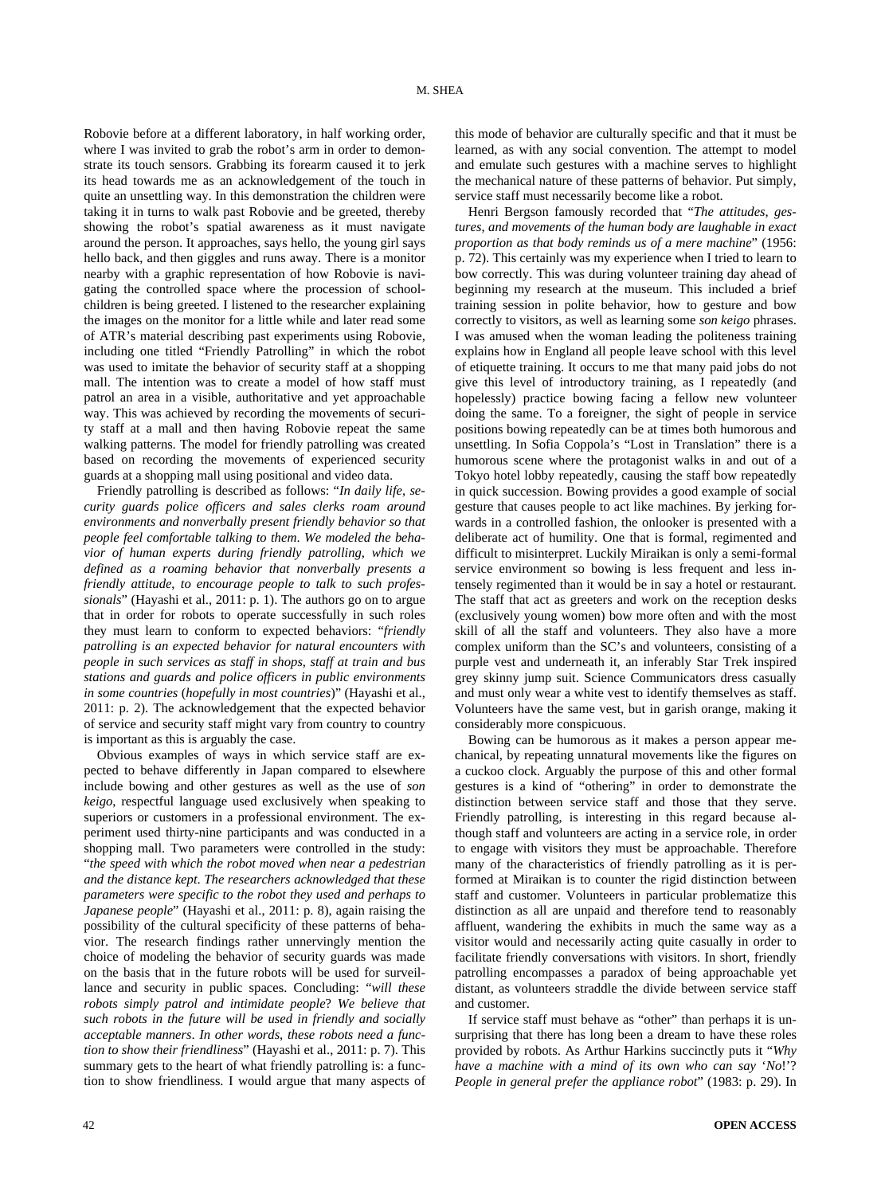Robovie before at a different laboratory, in half working order, where I was invited to grab the robot's arm in order to demonstrate its touch sensors. Grabbing its forearm caused it to jerk its head towards me as an acknowledgement of the touch in quite an unsettling way. In this demonstration the children were taking it in turns to walk past Robovie and be greeted, thereby showing the robot's spatial awareness as it must navigate around the person. It approaches, says hello, the young girl says hello back, and then giggles and runs away. There is a monitor nearby with a graphic representation of how Robovie is navigating the controlled space where the procession of schoolchildren is being greeted. I listened to the researcher explaining the images on the monitor for a little while and later read some of ATR's material describing past experiments using Robovie, including one titled "Friendly Patrolling" in which the robot was used to imitate the behavior of security staff at a shopping mall. The intention was to create a model of how staff must patrol an area in a visible, authoritative and yet approachable way. This was achieved by recording the movements of security staff at a mall and then having Robovie repeat the same walking patterns. The model for friendly patrolling was created based on recording the movements of experienced security guards at a shopping mall using positional and video data.

Friendly patrolling is described as follows: "*In daily life, security guards police officers and sales clerks roam around environments and nonverbally present friendly behavior so that people feel comfortable talking to them. We modeled the behavior of human experts during friendly patrolling, which we defined as a roaming behavior that nonverbally presents a friendly attitude, to encourage people to talk to such professionals*" (Hayashi et al., 2011: p. 1). The authors go on to argue that in order for robots to operate successfully in such roles they must learn to conform to expected behaviors: "*friendly patrolling is an expected behavior for natural encounters with people in such services as staff in shops, staff at train and bus stations and guards and police officers in public environments in some countries* (*hopefully in most countries*)" (Hayashi et al., 2011: p. 2). The acknowledgement that the expected behavior of service and security staff might vary from country to country is important as this is arguably the case.

Obvious examples of ways in which service staff are expected to behave differently in Japan compared to elsewhere include bowing and other gestures as well as the use of *son keigo*, respectful language used exclusively when speaking to superiors or customers in a professional environment. The experiment used thirty-nine participants and was conducted in a shopping mall. Two parameters were controlled in the study: "*the speed with which the robot moved when near a pedestrian and the distance kept. The researchers acknowledged that these parameters were specific to the robot they used and perhaps to Japanese people*" (Hayashi et al., 2011: p. 8), again raising the possibility of the cultural specificity of these patterns of behavior. The research findings rather unnervingly mention the choice of modeling the behavior of security guards was made on the basis that in the future robots will be used for surveillance and security in public spaces. Concluding: "*will these robots simply patrol and intimidate people? We believe that such robots in the future will be used in friendly and socially acceptable manners. In other words, these robots need a function to show their friendliness*" (Hayashi et al., 2011: p. 7). This summary gets to the heart of what friendly patrolling is: a function to show friendliness. I would argue that many aspects of this mode of behavior are culturally specific and that it must be learned, as with any social convention. The attempt to model and emulate such gestures with a machine serves to highlight the mechanical nature of these patterns of behavior. Put simply, service staff must necessarily become like a robot.

Henri Bergson famously recorded that "*The attitudes, gestures, and movements of the human body are laughable in exact proportion as that body reminds us of a mere machine*" (1956: p. 72). This certainly was my experience when I tried to learn to bow correctly. This was during volunteer training day ahead of beginning my research at the museum. This included a brief training session in polite behavior, how to gesture and bow correctly to visitors, as well as learning some *son keigo* phrases. I was amused when the woman leading the politeness training explains how in England all people leave school with this level of etiquette training. It occurs to me that many paid jobs do not give this level of introductory training, as I repeatedly (and hopelessly) practice bowing facing a fellow new volunteer doing the same. To a foreigner, the sight of people in service positions bowing repeatedly can be at times both humorous and unsettling. In Sofia Coppola's "Lost in Translation" there is a humorous scene where the protagonist walks in and out of a Tokyo hotel lobby repeatedly, causing the staff bow repeatedly in quick succession. Bowing provides a good example of social gesture that causes people to act like machines. By jerking forwards in a controlled fashion, the onlooker is presented with a deliberate act of humility. One that is formal, regimented and difficult to misinterpret. Luckily Miraikan is only a semi-formal service environment so bowing is less frequent and less intensely regimented than it would be in say a hotel or restaurant. The staff that act as greeters and work on the reception desks (exclusively young women) bow more often and with the most skill of all the staff and volunteers. They also have a more complex uniform than the SC's and volunteers, consisting of a purple vest and underneath it, an inferably Star Trek inspired grey skinny jump suit. Science Communicators dress casually and must only wear a white vest to identify themselves as staff. Volunteers have the same vest, but in garish orange, making it considerably more conspicuous.

Bowing can be humorous as it makes a person appear mechanical, by repeating unnatural movements like the figures on a cuckoo clock. Arguably the purpose of this and other formal gestures is a kind of "othering" in order to demonstrate the distinction between service staff and those that they serve. Friendly patrolling, is interesting in this regard because although staff and volunteers are acting in a service role, in order to engage with visitors they must be approachable. Therefore many of the characteristics of friendly patrolling as it is performed at Miraikan is to counter the rigid distinction between staff and customer. Volunteers in particular problematize this distinction as all are unpaid and therefore tend to reasonably affluent, wandering the exhibits in much the same way as a visitor would and necessarily acting quite casually in order to facilitate friendly conversations with visitors. In short, friendly patrolling encompasses a paradox of being approachable yet distant, as volunteers straddle the divide between service staff and customer.

If service staff must behave as "other" than perhaps it is unsurprising that there has long been a dream to have these roles provided by robots. As Arthur Harkins succinctly puts it "*Why have a machine with a mind of its own who can say 'No!'? People in general prefer the appliance robot*" (1983: p. 29). In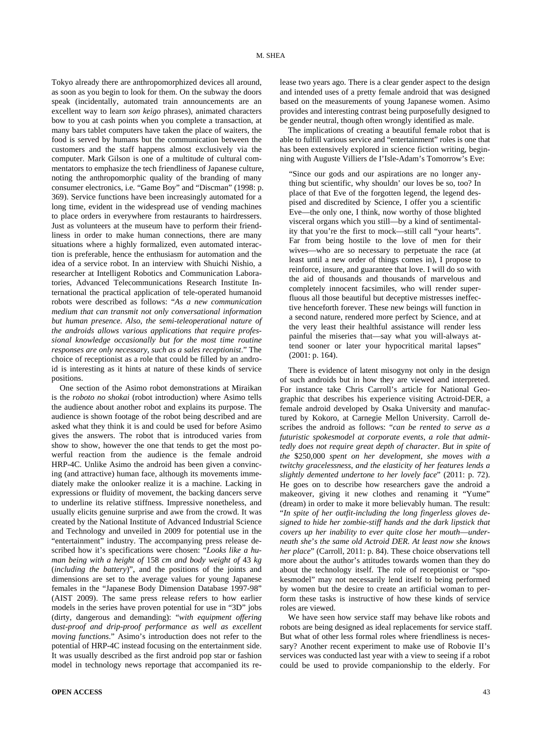Tokyo already there are anthropomorphized devices all around, as soon as you begin to look for them. On the subway the doors speak (incidentally, automated train announcements are an excellent way to learn *son keigo* phrases), animated characters bow to you at cash points when you complete a transaction, at many bars tablet computers have taken the place of waiters, the food is served by humans but the communication between the customers and the staff happens almost exclusively via the computer. Mark Gilson is one of a multitude of cultural commentators to emphasize the tech friendliness of Japanese culture, noting the anthropomorphic quality of the branding of many consumer electronics, i.e. "Game Boy" and "Discman" (1998: p. 369). Service functions have been increasingly automated for a long time, evident in the widespread use of vending machines to place orders in everywhere from restaurants to hairdressers. Just as volunteers at the museum have to perform their friendliness in order to make human connections, there are many situations where a highly formalized, even automated interaction is preferable, hence the enthusiasm for automation and the idea of a service robot. In an interview with Shuichi Nishio, a researcher at Intelligent Robotics and Communication Laboratories, Advanced Telecommunications Research Institute International the practical application of tele-operated humanoid robots were described as follows: "*As a new communication medium that can transmit not only conversational information but human presence. Also, the semi-teleoperational nature of the androids allows various applications that require professional knowledge occasionally but for the most time routine responses are only necessary, such as a sales receptionist*." The choice of receptionist as a role that could be filled by an android is interesting as it hints at nature of these kinds of service positions.

One section of the Asimo robot demonstrations at Miraikan is the *roboto no shokai* (robot introduction) where Asimo tells the audience about another robot and explains its purpose. The audience is shown footage of the robot being described and are asked what they think it is and could be used for before Asimo gives the answers. The robot that is introduced varies from show to show, however the one that tends to get the most powerful reaction from the audience is the female android HRP-4C. Unlike Asimo the android has been given a convincing (and attractive) human face, although its movements immediately make the onlooker realize it is a machine. Lacking in expressions or fluidity of movement, the backing dancers serve to underline its relative stiffness. Impressive nonetheless, and usually elicits genuine surprise and awe from the crowd. It was created by the National Institute of Advanced Industrial Science and Technology and unveiled in 2009 for potential use in the "entertainment" industry. The accompanying press release described how it's specifications were chosen: "*Looks like a human being with a height of* 158 *cm and body weight of* 43 *kg* (*including the battery*)", and the positions of the joints and dimensions are set to the average values for young Japanese females in the "Japanese Body Dimension Database 1997-98" (AIST 2009). The same press release refers to how earlier models in the series have proven potential for use in "3D" jobs (dirty, dangerous and demanding): "*with equipment offering dust-proof and drip-proof performance as well as excellent moving functions*." Asimo's introduction does not refer to the potential of HRP-4C instead focusing on the entertainment side. It was usually described as the first android pop star or fashion model in technology news reportage that accompanied its release two years ago. There is a clear gender aspect to the design and intended uses of a pretty female android that was designed based on the measurements of young Japanese women. Asimo provides and interesting contrast being purposefully designed to be gender neutral, though often wrongly identified as male.

The implications of creating a beautiful female robot that is able to fulfill various service and "entertainment" roles is one that has been extensively explored in science fiction writing, beginning with Auguste Villiers de I'Isle-Adam's Tomorrow's Eve:

> "Since our gods and our aspirations are no longer anything but scientific, why shouldn' our loves be so, too? In place of that Eve of the forgotten legend, the legend despised and discredited by Science, I offer you a scientific Eve—the only one, I think, now worthy of those blighted visceral organs which you still—by a kind of sentimentality that you're the first to mock—still call "your hearts". Far from being hostile to the love of men for their wives—who are so necessary to perpetuate the race (at least until a new order of things comes in), I propose to reinforce, insure, and guarantee that love. I will do so with the aid of thousands and thousands of marvelous and completely innocent facsimiles, who will render superfluous all those beautiful but deceptive mistresses ineffective henceforth forever. These new beings will function in a second nature, rendered more perfect by Science, and at the very least their healthful assistance will render less painful the miseries that—say what you will-always attend sooner or later your hypocritical marital lapses" (2001: p. 164).

There is evidence of latent misogyny not only in the design of such androids but in how they are viewed and interpreted. For instance take Chris Carroll's article for National Geographic that describes his experience visiting Actroid-DER, a female android developed by Osaka University and manufactured by Kokoro, at Carnegie Mellon University. Carroll describes the android as follows: "*can be rented to serve as a futuristic spokesmodel at corporate events*, *a role that admittedly does not require great depth of character*. *But in spite of the* $250,000 *spent on her development*, *she moves with a twitchy gracelessness*, *and the elasticity of her features lends a slightly demented undertone to her lovely face*" (2011: p. 72). He goes on to describe how researchers gave the android a makeover, giving it new clothes and renaming it "Yume" (dream) in order to make it more believably human. The result: "*In spite of her outfit-including the long fingerless gloves designed to hide her zombie-stiff hands and the dark lipstick that covers up her inability to ever quite close her mouth—underneath she's the same old Actroid DER. At least now she knows her place*" (Carroll, 2011: p. 84). These choice observations tell more about the author's attitudes towards women than they do about the technology itself. The role of receptionist or "spokesmodel" may not necessarily lend itself to being performed by women but the desire to create an artificial woman to perform these tasks is instructive of how these kinds of service roles are viewed.

We have seen how service staff may behave like robots and robots are being designed as ideal replacements for service staff. But what of other less formal roles where friendliness is necessary? Another recent experiment to make use of Robovie II's services was conducted last year with a view to seeing if a robot could be used to provide companionship to the elderly. For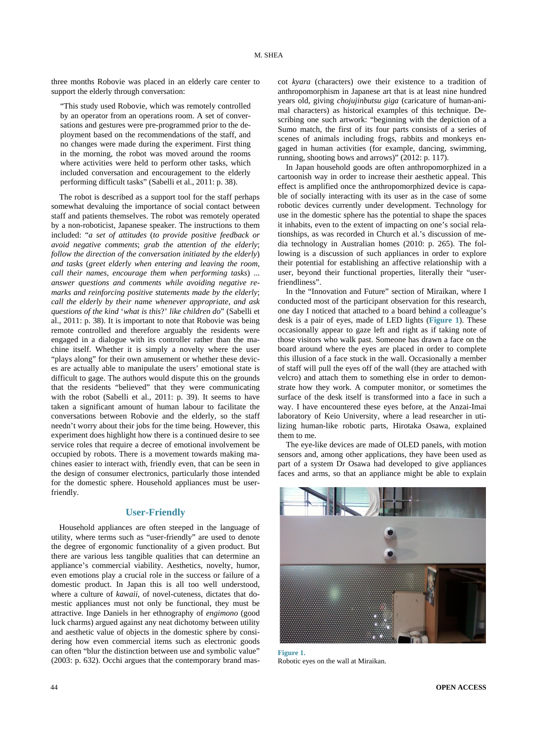three months Robovie was placed in an elderly care center to support the elderly through conversation:

> "This study used Robovie, which was remotely controlled by an operator from an operations room. A set of conversations and gestures were pre-programmed prior to the deployment based on the recommendations of the staff, and no changes were made during the experiment. First thing in the morning, the robot was moved around the rooms where activities were held to perform other tasks, which included conversation and encouragement to the elderly performing difficult tasks" (Sabelli et al., 2011: p. 38).

The robot is described as a support tool for the staff perhaps somewhat devaluing the importance of social contact between staff and patients themselves. The robot was remotely operated by a non-roboticist, Japanese speaker. The instructions to them included: "*a set of attitudes* (*to provide positive feedback or avoid negative comments*; *grab the attention of the elderly*; *follow the direction of the conversation initiated by the elderly*) *and tasks* (*greet elderly when entering and leaving the room*, *call their names*, *encourage them when performing tasks*) ... *answer questions and comments while avoiding negative remarks and reinforcing positive statements made by the elderly*; *call the elderly by their name whenever appropriate*, *and ask questions of the kind* '*what is this*?' *like children do*" (Sabelli et al., 2011: p. 38). It is important to note that Robovie was being remote controlled and therefore arguably the residents were engaged in a dialogue with its controller rather than the machine itself. Whether it is simply a novelty where the user "plays along" for their own amusement or whether these devices are actually able to manipulate the users' emotional state is difficult to gage. The authors would dispute this on the grounds that the residents "believed" that they were communicating with the robot (Sabelli et al., 2011: p. 39). It seems to have taken a significant amount of human labour to facilitate the conversations between Robovie and the elderly, so the staff needn't worry about their jobs for the time being. However, this experiment does highlight how there is a continued desire to see service roles that require a decree of emotional involvement be occupied by robots. There is a movement towards making machines easier to interact with, friendly even, that can be seen in the design of consumer electronics, particularly those intended for the domestic sphere. Household appliances must be user-friendly.

## User-Friendly

Household appliances are often steeped in the language of utility, where terms such as "user-friendly" are used to denote the degree of ergonomic functionality of a given product. But there are various less tangible qualities that can determine an appliance's commercial viability. Aesthetics, novelty, humor, even emotions play a crucial role in the success or failure of a domestic product. In Japan this is all too well understood, where a culture of *kawaii*, of novel-cuteness, dictates that domestic appliances must not only be functional, they must be attractive. Inge Daniels in her ethnography of *engimono* (good luck charms) argued against any neat dichotomy between utility and aesthetic value of objects in the domestic sphere by considering how even commercial items such as electronic goods can often "blur the distinction between use and symbolic value" (2003: p. 632). Occhi argues that the contemporary brand mascot *kyara* (characters) owe their existence to a tradition of anthropomorphism in Japanese art that is at least nine hundred years old, giving *chojujinbutsu giga* (caricature of human-animal characters) as historical examples of this technique. Describing one such artwork: "beginning with the depiction of a Sumo match, the first of its four parts consists of a series of scenes of animals including frogs, rabbits and monkeys engaged in human activities (for example, dancing, swimming, running, shooting bows and arrows)" (2012: p. 117).

In Japan household goods are often anthropomorphized in a cartoonish way in order to increase their aesthetic appeal. This effect is amplified once the anthropomorphized device is capable of socially interacting with its user as in the case of some robotic devices currently under development. Technology for use in the domestic sphere has the potential to shape the spaces it inhabits, even to the extent of impacting on one's social relationships, as was recorded in Church et al.'s discussion of media technology in Australian homes (2010: p. 265). The following is a discussion of such appliances in order to explore their potential for establishing an affective relationship with a user, beyond their functional properties, literally their "user-friendliness".

In the "Innovation and Future" section of Miraikan, where I conducted most of the participant observation for this research, one day I noticed that attached to a board behind a colleague's desk is a pair of eyes, made of LED lights (**Figure 1**). These occasionally appear to gaze left and right as if taking note of those visitors who walk past. Someone has drawn a face on the board around where the eyes are placed in order to complete this illusion of a face stuck in the wall. Occasionally a member of staff will pull the eyes off of the wall (they are attached with velcro) and attach them to something else in order to demonstrate how they work. A computer monitor, or sometimes the surface of the desk itself is transformed into a face in such a way. I have encountered these eyes before, at the Anzai-Imai laboratory of Keio University, where a lead researcher in utilizing human-like robotic parts, Hirotaka Osawa, explained them to me.

The eye-like devices are made of OLED panels, with motion sensors and, among other applications, they have been used as part of a system Dr Osawa had developed to give appliances faces and arms, so that an appliance might be able to explain

**Figure 1.**
Robotic eyes on the wall at Miraikan.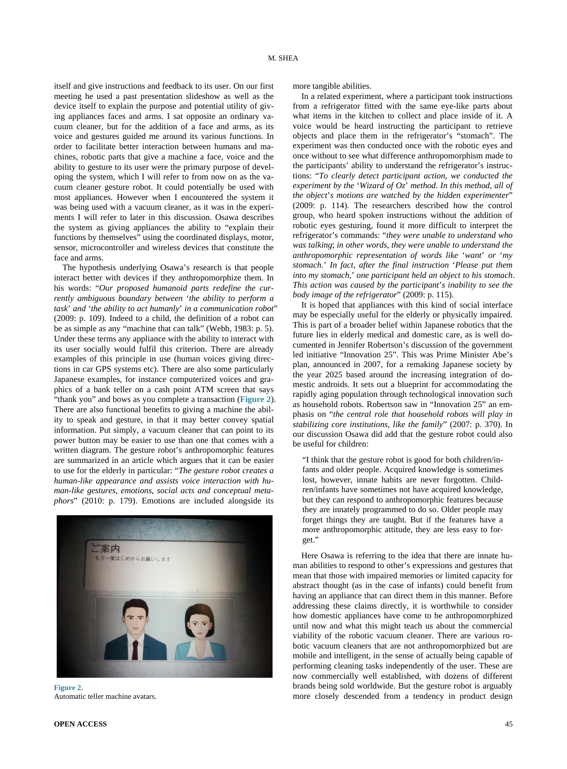itself and give instructions and feedback to its user. On our first meeting he used a past presentation slideshow as well as the device itself to explain the purpose and potential utility of giving appliances faces and arms. I sat opposite an ordinary vacuum cleaner, but for the addition of a face and arms, as its voice and gestures guided me around its various functions. In order to facilitate better interaction between humans and machines, robotic parts that give a machine a face, voice and the ability to gesture to its user were the primary purpose of developing the system, which I will refer to from now on as the vacuum cleaner gesture robot. It could potentially be used with most appliances. However when I encountered the system it was being used with a vacuum cleaner, as it was in the experiments I will refer to later in this discussion. Osawa describes the system as giving appliances the ability to "explain their functions by themselves" using the coordinated displays, motor, sensor, microcontroller and wireless devices that constitute the face and arms.

The hypothesis underlying Osawa's research is that people interact better with devices if they anthropomorphize them. In his words: "*Our proposed humanoid parts redefine the currently ambiguous boundary between* '*the ability to perform a task*' *and* '*the ability to act humanly*' *in a communication robot*" (2009: p. 109). Indeed to a child, the definition of a robot can be as simple as any "machine that can talk" (Webb, 1983: p. 5). Under these terms any appliance with the ability to interact with its user socially would fulfil this criterion. There are already examples of this principle in use (human voices giving directions in car GPS systems etc). There are also some particularly Japanese examples, for instance computerized voices and graphics of a bank teller on a cash point ATM screen that says "thank you" and bows as you complete a transaction (**Figure 2**). There are also functional benefits to giving a machine the ability to speak and gesture, in that it may better convey spatial information. Put simply, a vacuum cleaner that can point to its power button may be easier to use than one that comes with a written diagram. The gesture robot's anthropomorphic features are summarized in an article which argues that it can be easier to use for the elderly in particular: "*The gesture robot creates a human-like appearance and assists voice interaction with human-like gestures*, *emotions*, *social acts and conceptual metaphors*" (2010: p. 179). Emotions are included alongside its more tangible abilities.

**Figure 2.**
Automatic teller machine avatars.

In a related experiment, where a participant took instructions from a refrigerator fitted with the same eye-like parts about what items in the kitchen to collect and place inside of it. A voice would be heard instructing the participant to retrieve objects and place them in the refrigerator's "stomach". The experiment was then conducted once with the robotic eyes and once without to see what difference anthropomorphism made to the participants' ability to understand the refrigerator's instructions: "*To clearly detect participant action*, *we conducted the experiment by the* '*Wizard of Oz*' *method*. *In this method*, *all of the object*'*s motions are watched by the hidden experimenter*" (2009: p. 114). The researchers described how the control group, who heard spoken instructions without the addition of robotic eyes gesturing, found it more difficult to interpret the refrigerator's commands: "*they were unable to understand who was talking*; *in other words*, *they were unable to understand the anthropomorphic representation of words like* '*want*' *or* '*my stomach*.' *In fact*, *after the final instruction* '*Please put them into my stomach*,' *one participant held an object to his stomach*. *This action was caused by the participant*'*s inability to see the body image of the refrigerator*" (2009: p. 115).

It is hoped that appliances with this kind of social interface may be especially useful for the elderly or physically impaired. This is part of a broader belief within Japanese robotics that the future lies in elderly medical and domestic care, as is well documented in Jennifer Robertson's discussion of the government led initiative "Innovation 25". This was Prime Minister Abe's plan, announced in 2007, for a remaking Japanese society by the year 2025 based around the increasing integration of domestic androids. It sets out a blueprint for accommodating the rapidly aging population through technological innovation such as household robots. Robertson saw in "Innovation 25" an emphasis on "*the central role that household robots will play in stabilizing core institutions*, *like the family*" (2007: p. 370). In our discussion Osawa did add that the gesture robot could also be useful for children:

> "I think that the gesture robot is good for both children/infants and older people. Acquired knowledge is sometimes lost, however, innate habits are never forgotten. Children/infants have sometimes not have acquired knowledge, but they can respond to anthropomorphic features because they are innately programmed to do so. Older people may forget things they are taught. But if the features have a more anthropomorphic attitude, they are less easy to forget."

Here Osawa is referring to the idea that there are innate human abilities to respond to other's expressions and gestures that mean that those with impaired memories or limited capacity for abstract thought (as in the case of infants) could benefit from having an appliance that can direct them in this manner. Before addressing these claims directly, it is worthwhile to consider how domestic appliances have come to be anthropomorphized until now and what this might teach us about the commercial viability of the robotic vacuum cleaner. There are various robotic vacuum cleaners that are not anthropomorphized but are mobile and intelligent, in the sense of actually being capable of performing cleaning tasks independently of the user. These are now commercially well established, with dozens of different brands being sold worldwide. But the gesture robot is arguably more closely descended from a tendency in product design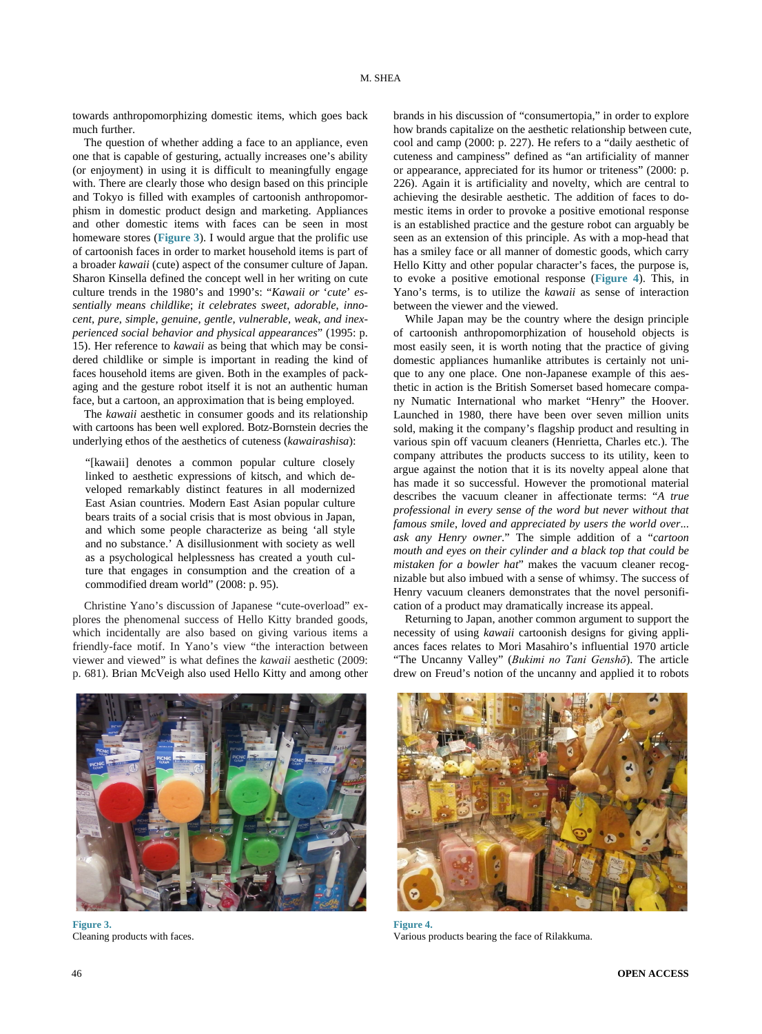towards anthropomorphizing domestic items, which goes back much further.

The question of whether adding a face to an appliance, even one that is capable of gesturing, actually increases one's ability (or enjoyment) in using it is difficult to meaningfully engage with. There are clearly those who design based on this principle and Tokyo is filled with examples of cartoonish anthropomorphism in domestic product design and marketing. Appliances and other domestic items with faces can be seen in most homeware stores (**Figure 3**). I would argue that the prolific use of cartoonish faces in order to market household items is part of a broader *kawaii* (cute) aspect of the consumer culture of Japan. Sharon Kinsella defined the concept well in her writing on cute culture trends in the 1980's and 1990's: "*Kawaii or 'cute' essentially means childlike*; *it celebrates sweet, adorable, innocent, pure, simple, genuine, gentle, vulnerable, weak, and inexperienced social behavior and physical appearances*" (1995: p. 15). Her reference to *kawaii* as being that which may be considered childlike or simple is important in reading the kind of faces household items are given. Both in the examples of packaging and the gesture robot itself it is not an authentic human face, but a cartoon, an approximation that is being employed.

The *kawaii* aesthetic in consumer goods and its relationship with cartoons has been well explored. Botz-Bornstein decries the underlying ethos of the aesthetics of cuteness (*kawairashisa*):

> "[kawaii] denotes a common popular culture closely linked to aesthetic expressions of kitsch, and which developed remarkably distinct features in all modernized East Asian countries. Modern East Asian popular culture bears traits of a social crisis that is most obvious in Japan, and which some people characterize as being 'all style and no substance.' A disillusionment with society as well as a psychological helplessness has created a youth culture that engages in consumption and the creation of a commodified dream world" (2008: p. 95).

Christine Yano's discussion of Japanese "cute-overload" explores the phenomenal success of Hello Kitty branded goods, which incidentally are also based on giving various items a friendly-face motif. In Yano's view "the interaction between viewer and viewed" is what defines the *kawaii* aesthetic (2009: p. 681). Brian McVeigh also used Hello Kitty and among other brands in his discussion of "consumertopia," in order to explore how brands capitalize on the aesthetic relationship between cute, cool and camp (2000: p. 227). He refers to a "daily aesthetic of cuteness and campiness" defined as "an artificiality of manner or appearance, appreciated for its humor or triteness" (2000: p. 226). Again it is artificiality and novelty, which are central to achieving the desirable aesthetic. The addition of faces to domestic items in order to provoke a positive emotional response is an established practice and the gesture robot can arguably be seen as an extension of this principle. As with a mop-head that has a smiley face or all manner of domestic goods, which carry Hello Kitty and other popular character's faces, the purpose is, to evoke a positive emotional response (**Figure 4**). This, in Yano's terms, is to utilize the *kawaii* as sense of interaction between the viewer and the viewed.

While Japan may be the country where the design principle of cartoonish anthropomorphization of household objects is most easily seen, it is worth noting that the practice of giving domestic appliances humanlike attributes is certainly not unique to any one place. One non-Japanese example of this aesthetic in action is the British Somerset based homecare company Numatic International who market "Henry" the Hoover. Launched in 1980, there have been over seven million units sold, making it the company's flagship product and resulting in various spin off vacuum cleaners (Henrietta, Charles etc.). The company attributes the products success to its utility, keen to argue against the notion that it is its novelty appeal alone that has made it so successful. However the promotional material describes the vacuum cleaner in affectionate terms: "*A true professional in every sense of the word but never without that famous smile, loved and appreciated by users the world over... ask any Henry owner.*" The simple addition of a "*cartoon mouth and eyes on their cylinder and a black top that could be mistaken for a bowler hat*" makes the vacuum cleaner recognizable but also imbued with a sense of whimsy. The success of Henry vacuum cleaners demonstrates that the novel personification of a product may dramatically increase its appeal.

Returning to Japan, another common argument to support the necessity of using *kawaii* cartoonish designs for giving appliances faces relates to Mori Masahiro's influential 1970 article "The Uncanny Valley" (*Bukimi no Tani Genshō*). The article drew on Freud's notion of the uncanny and applied it to robots

**Figure 3.**
Cleaning products with faces.

**Figure 4.**
Various products bearing the face of Rilakkuma.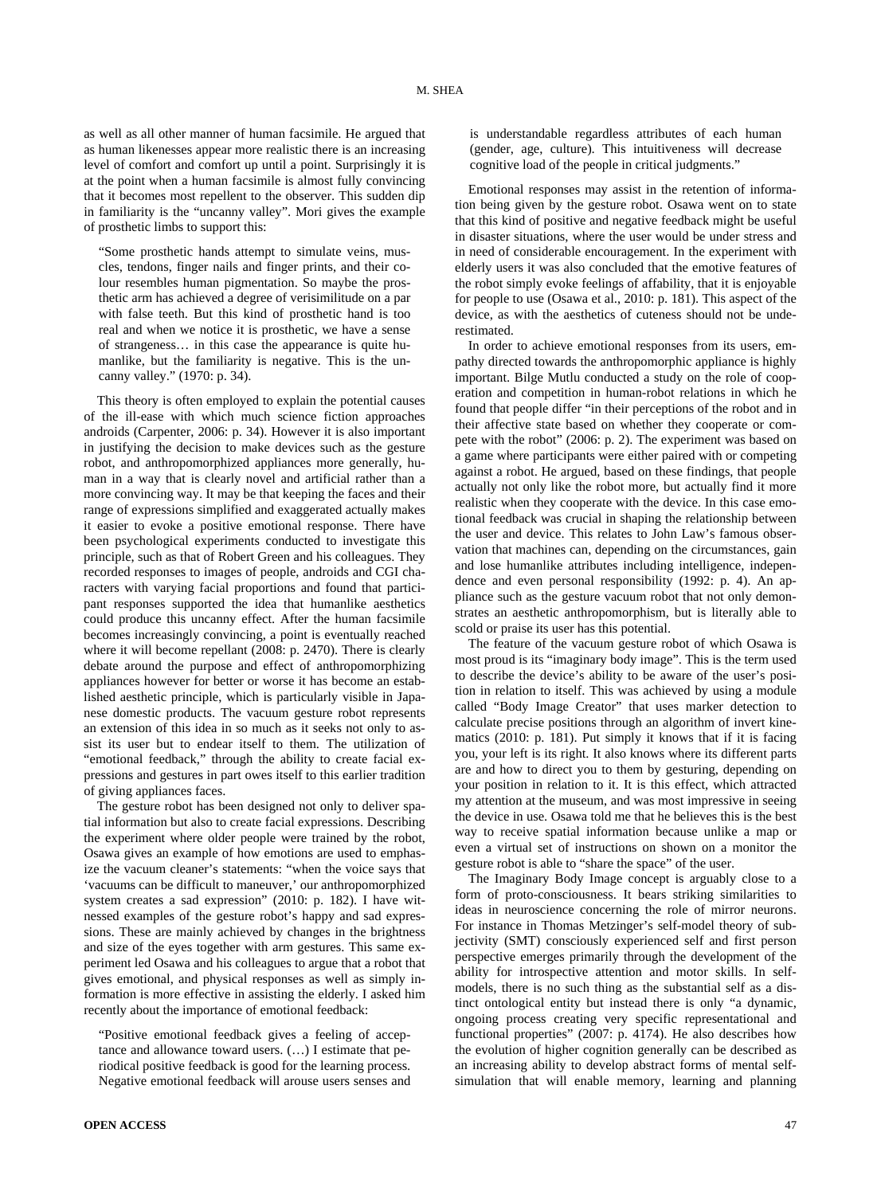as well as all other manner of human facsimile. He argued that as human likenesses appear more realistic there is an increasing level of comfort and comfort up until a point. Surprisingly it is at the point when a human facsimile is almost fully convincing that it becomes most repellent to the observer. This sudden dip in familiarity is the "uncanny valley". Mori gives the example of prosthetic limbs to support this:

> "Some prosthetic hands attempt to simulate veins, muscles, tendons, finger nails and finger prints, and their colour resembles human pigmentation. So maybe the prosthetic arm has achieved a degree of verisimilitude on a par with false teeth. But this kind of prosthetic hand is too real and when we notice it is prosthetic, we have a sense of strangeness… in this case the appearance is quite humanlike, but the familiarity is negative. This is the uncanny valley." (1970: p. 34).

This theory is often employed to explain the potential causes of the ill-ease with which much science fiction approaches androids (Carpenter, 2006: p. 34). However it is also important in justifying the decision to make devices such as the gesture robot, and anthropomorphized appliances more generally, human in a way that is clearly novel and artificial rather than a more convincing way. It may be that keeping the faces and their range of expressions simplified and exaggerated actually makes it easier to evoke a positive emotional response. There have been psychological experiments conducted to investigate this principle, such as that of Robert Green and his colleagues. They recorded responses to images of people, androids and CGI characters with varying facial proportions and found that participant responses supported the idea that humanlike aesthetics could produce this uncanny effect. After the human facsimile becomes increasingly convincing, a point is eventually reached where it will become repellant (2008: p. 2470). There is clearly debate around the purpose and effect of anthropomorphizing appliances however for better or worse it has become an established aesthetic principle, which is particularly visible in Japanese domestic products. The vacuum gesture robot represents an extension of this idea in so much as it seeks not only to assist its user but to endear itself to them. The utilization of "emotional feedback," through the ability to create facial expressions and gestures in part owes itself to this earlier tradition of giving appliances faces.

The gesture robot has been designed not only to deliver spatial information but also to create facial expressions. Describing the experiment where older people were trained by the robot, Osawa gives an example of how emotions are used to emphasize the vacuum cleaner's statements: "when the voice says that 'vacuums can be difficult to maneuver,' our anthropomorphized system creates a sad expression" (2010: p. 182). I have witnessed examples of the gesture robot's happy and sad expressions. These are mainly achieved by changes in the brightness and size of the eyes together with arm gestures. This same experiment led Osawa and his colleagues to argue that a robot that gives emotional, and physical responses as well as simply information is more effective in assisting the elderly. I asked him recently about the importance of emotional feedback:

> "Positive emotional feedback gives a feeling of acceptance and allowance toward users. (…) I estimate that periodical positive feedback is good for the learning process. Negative emotional feedback will arouse users senses and is understandable regardless attributes of each human (gender, age, culture). This intuitiveness will decrease cognitive load of the people in critical judgments."

Emotional responses may assist in the retention of information being given by the gesture robot. Osawa went on to state that this kind of positive and negative feedback might be useful in disaster situations, where the user would be under stress and in need of considerable encouragement. In the experiment with elderly users it was also concluded that the emotive features of the robot simply evoke feelings of affability, that it is enjoyable for people to use (Osawa et al., 2010: p. 181). This aspect of the device, as with the aesthetics of cuteness should not be underestimated.

In order to achieve emotional responses from its users, empathy directed towards the anthropomorphic appliance is highly important. Bilge Mutlu conducted a study on the role of cooperation and competition in human-robot relations in which he found that people differ "in their perceptions of the robot and in their affective state based on whether they cooperate or compete with the robot" (2006: p. 2). The experiment was based on a game where participants were either paired with or competing against a robot. He argued, based on these findings, that people actually not only like the robot more, but actually find it more realistic when they cooperate with the device. In this case emotional feedback was crucial in shaping the relationship between the user and device. This relates to John Law's famous observation that machines can, depending on the circumstances, gain and lose humanlike attributes including intelligence, independence and even personal responsibility (1992: p. 4). An appliance such as the gesture vacuum robot that not only demonstrates an aesthetic anthropomorphism, but is literally able to scold or praise its user has this potential.

The feature of the vacuum gesture robot of which Osawa is most proud is its "imaginary body image". This is the term used to describe the device's ability to be aware of the user's position in relation to itself. This was achieved by using a module called "Body Image Creator" that uses marker detection to calculate precise positions through an algorithm of invert kinematics (2010: p. 181). Put simply it knows that if it is facing you, your left is its right. It also knows where its different parts are and how to direct you to them by gesturing, depending on your position in relation to it. It is this effect, which attracted my attention at the museum, and was most impressive in seeing the device in use. Osawa told me that he believes this is the best way to receive spatial information because unlike a map or even a virtual set of instructions on shown on a monitor the gesture robot is able to "share the space" of the user.

The Imaginary Body Image concept is arguably close to a form of proto-consciousness. It bears striking similarities to ideas in neuroscience concerning the role of mirror neurons. For instance in Thomas Metzinger's self-model theory of subjectivity (SMT) consciously experienced self and first person perspective emerges primarily through the development of the ability for introspective attention and motor skills. In self-models, there is no such thing as the substantial self as a distinct ontological entity but instead there is only "a dynamic, ongoing process creating very specific representational and functional properties" (2007: p. 4174). He also describes how the evolution of higher cognition generally can be described as an increasing ability to develop abstract forms of mental self-simulation that will enable memory, learning and planning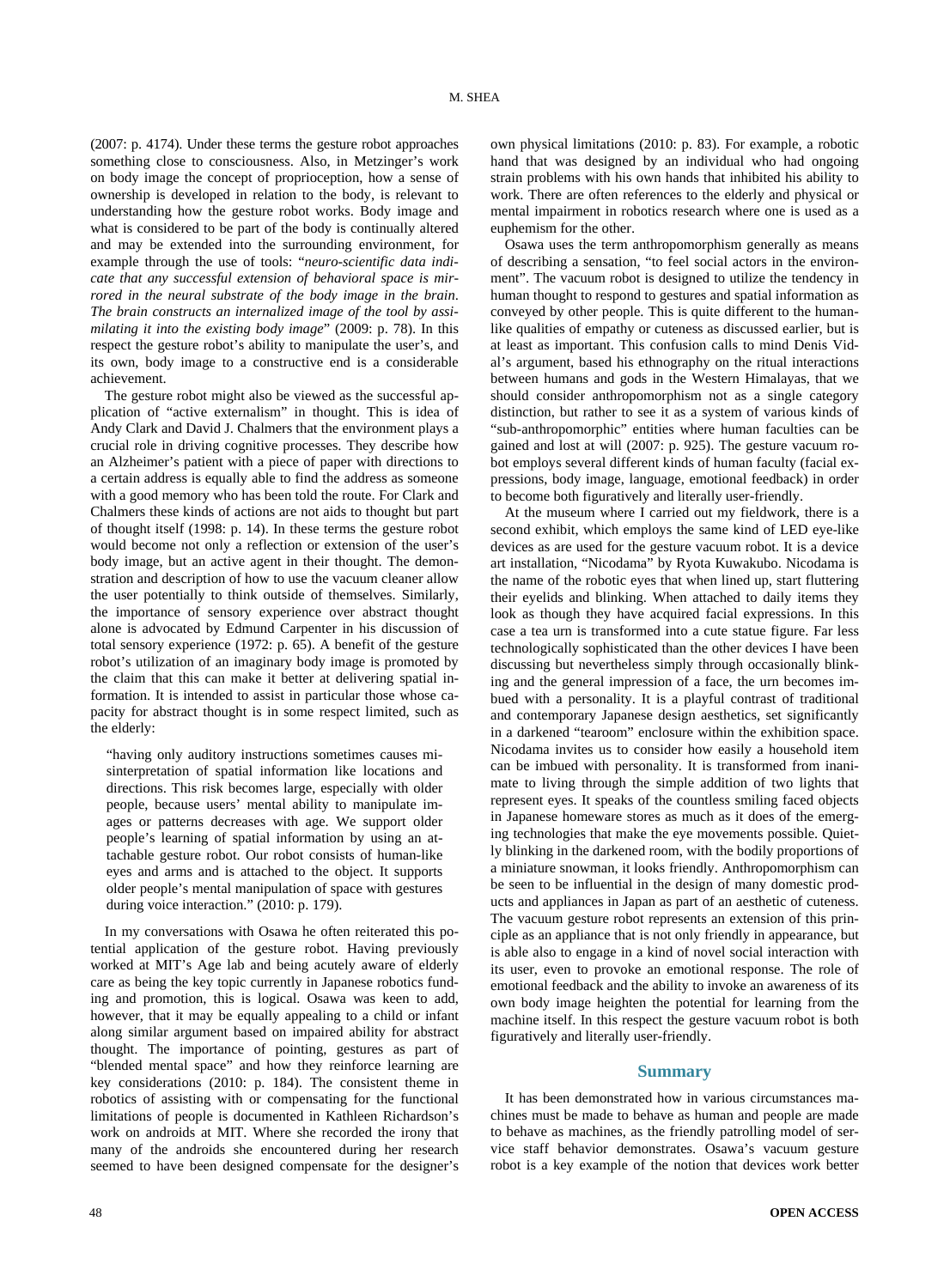(2007: p. 4174). Under these terms the gesture robot approaches something close to consciousness. Also, in Metzinger's work on body image the concept of proprioception, how a sense of ownership is developed in relation to the body, is relevant to understanding how the gesture robot works. Body image and what is considered to be part of the body is continually altered and may be extended into the surrounding environment, for example through the use of tools: "*neuro-scientific data indicate that any successful extension of behavioral space is mirrored in the neural substrate of the body image in the brain. The brain constructs an internalized image of the tool by assimilating it into the existing body image*" (2009: p. 78). In this respect the gesture robot's ability to manipulate the user's, and its own, body image to a constructive end is a considerable achievement.

The gesture robot might also be viewed as the successful application of "active externalism" in thought. This is idea of Andy Clark and David J. Chalmers that the environment plays a crucial role in driving cognitive processes. They describe how an Alzheimer's patient with a piece of paper with directions to a certain address is equally able to find the address as someone with a good memory who has been told the route. For Clark and Chalmers these kinds of actions are not aids to thought but part of thought itself (1998: p. 14). In these terms the gesture robot would become not only a reflection or extension of the user's body image, but an active agent in their thought. The demonstration and description of how to use the vacuum cleaner allow the user potentially to think outside of themselves. Similarly, the importance of sensory experience over abstract thought alone is advocated by Edmund Carpenter in his discussion of total sensory experience (1972: p. 65). A benefit of the gesture robot's utilization of an imaginary body image is promoted by the claim that this can make it better at delivering spatial information. It is intended to assist in particular those whose capacity for abstract thought is in some respect limited, such as the elderly:

> "having only auditory instructions sometimes causes misinterpretation of spatial information like locations and directions. This risk becomes large, especially with older people, because users' mental ability to manipulate images or patterns decreases with age. We support older people's learning of spatial information by using an attachable gesture robot. Our robot consists of human-like eyes and arms and is attached to the object. It supports older people's mental manipulation of space with gestures during voice interaction." (2010: p. 179).

In my conversations with Osawa he often reiterated this potential application of the gesture robot. Having previously worked at MIT's Age lab and being acutely aware of elderly care as being the key topic currently in Japanese robotics funding and promotion, this is logical. Osawa was keen to add, however, that it may be equally appealing to a child or infant along similar argument based on impaired ability for abstract thought. The importance of pointing, gestures as part of "blended mental space" and how they reinforce learning are key considerations (2010: p. 184). The consistent theme in robotics of assisting with or compensating for the functional limitations of people is documented in Kathleen Richardson's work on androids at MIT. Where she recorded the irony that many of the androids she encountered during her research seemed to have been designed compensate for the designer's own physical limitations (2010: p. 83). For example, a robotic hand that was designed by an individual who had ongoing strain problems with his own hands that inhibited his ability to work. There are often references to the elderly and physical or mental impairment in robotics research where one is used as a euphemism for the other.

Osawa uses the term anthropomorphism generally as means of describing a sensation, "to feel social actors in the environment". The vacuum robot is designed to utilize the tendency in human thought to respond to gestures and spatial information as conveyed by other people. This is quite different to the human-like qualities of empathy or cuteness as discussed earlier, but is at least as important. This confusion calls to mind Denis Vidal's argument, based his ethnography on the ritual interactions between humans and gods in the Western Himalayas, that we should consider anthropomorphism not as a single category distinction, but rather to see it as a system of various kinds of "sub-anthropomorphic" entities where human faculties can be gained and lost at will (2007: p. 925). The gesture vacuum robot employs several different kinds of human faculty (facial expressions, body image, language, emotional feedback) in order to become both figuratively and literally user-friendly.

At the museum where I carried out my fieldwork, there is a second exhibit, which employs the same kind of LED eye-like devices as are used for the gesture vacuum robot. It is a device art installation, "Nicodama" by Ryota Kuwakubo. Nicodama is the name of the robotic eyes that when lined up, start fluttering their eyelids and blinking. When attached to daily items they look as though they have acquired facial expressions. In this case a tea urn is transformed into a cute statue figure. Far less technologically sophisticated than the other devices I have been discussing but nevertheless simply through occasionally blinking and the general impression of a face, the urn becomes imbued with a personality. It is a playful contrast of traditional and contemporary Japanese design aesthetics, set significantly in a darkened "tearoom" enclosure within the exhibition space. Nicodama invites us to consider how easily a household item can be imbued with personality. It is transformed from inanimate to living through the simple addition of two lights that represent eyes. It speaks of the countless smiling faced objects in Japanese homeware stores as much as it does of the emerging technologies that make the eye movements possible. Quietly blinking in the darkened room, with the bodily proportions of a miniature snowman, it looks friendly. Anthropomorphism can be seen to be influential in the design of many domestic products and appliances in Japan as part of an aesthetic of cuteness. The vacuum gesture robot represents an extension of this principle as an appliance that is not only friendly in appearance, but is able also to engage in a kind of novel social interaction with its user, even to provoke an emotional response. The role of emotional feedback and the ability to invoke an awareness of its own body image heighten the potential for learning from the machine itself. In this respect the gesture vacuum robot is both figuratively and literally user-friendly.

## Summary

It has been demonstrated how in various circumstances machines must be made to behave as human and people are made to behave as machines, as the friendly patrolling model of service staff behavior demonstrates. Osawa's vacuum gesture robot is a key example of the notion that devices work better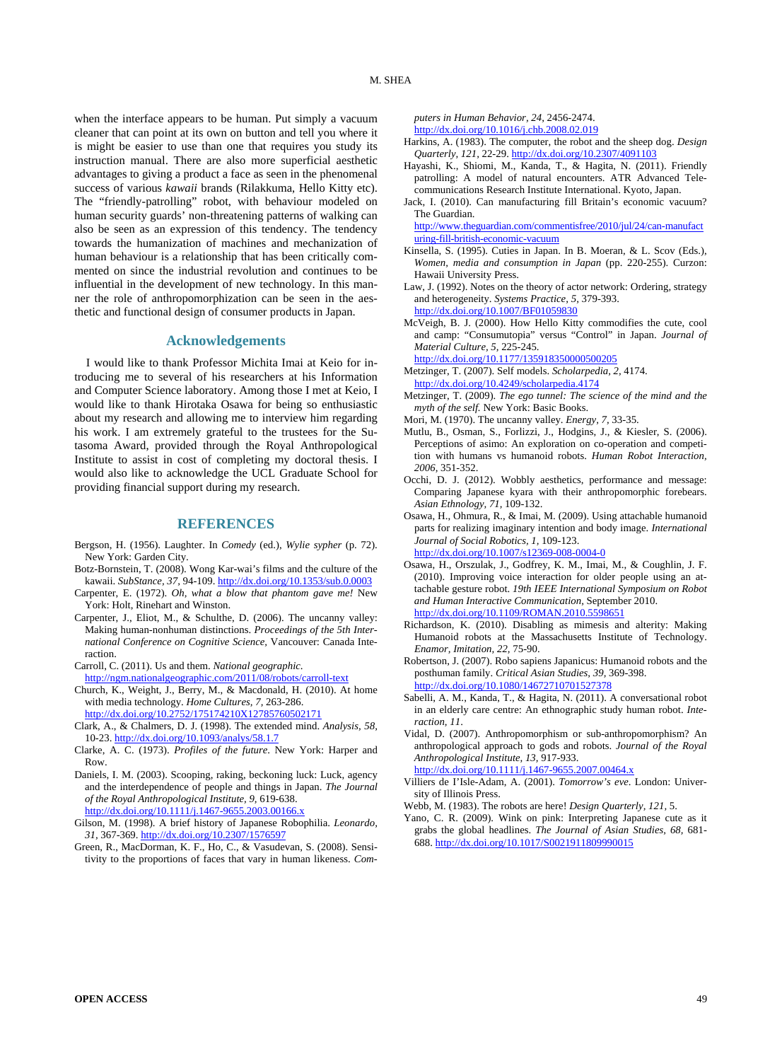when the interface appears to be human. Put simply a vacuum cleaner that can point at its own on button and tell you where it is might be easier to use than one that requires you study its instruction manual. There are also more superficial aesthetic advantages to giving a product a face as seen in the phenomenal success of various *kawaii* brands (Rilakkuma, Hello Kitty etc). The "friendly-patrolling" robot, with behaviour modeled on human security guards' non-threatening patterns of walking can also be seen as an expression of this tendency. The tendency towards the humanization of machines and mechanization of human behaviour is a relationship that has been critically commented on since the industrial revolution and continues to be influential in the development of new technology. In this manner the role of anthropomorphization can be seen in the aesthetic and functional design of consumer products in Japan.

## Acknowledgements

I would like to thank Professor Michita Imai at Keio for introducing me to several of his researchers at his Information and Computer Science laboratory. Among those I met at Keio, I would like to thank Hirotaka Osawa for being so enthusiastic about my research and allowing me to interview him regarding his work. I am extremely grateful to the trustees for the Sutasoma Award, provided through the Royal Anthropological Institute to assist in cost of completing my doctoral thesis. I would also like to acknowledge the UCL Graduate School for providing financial support during my research.

## REFERENCES

Bergson, H. (1956). Laughter. In *Comedy* (ed.), *Wylie sypher* (p. 72). New York: Garden City.

Botz-Bornstein, T. (2008). Wong Kar-wai's films and the culture of the kawaii. *SubStance, 37*, 94-109. http://dx.doi.org/10.1353/sub.0.0003

Carpenter, E. (1972). *Oh, what a blow that phantom gave me!* New York: Holt, Rinehart and Winston.

Carpenter, J., Eliot, M., & Schulthe, D. (2006). The uncanny valley: Making human-nonhuman distinctions. *Proceedings of the 5th International Conference on Cognitive Science*, Vancouver: Canada Interaction.

Carroll, C. (2011). Us and them. *National geographic*. http://ngm.nationalgeographic.com/2011/08/robots/carroll-text

Church, K., Weight, J., Berry, M., & Macdonald, H. (2010). At home with media technology. *Home Cultures, 7*, 263-286. http://dx.doi.org/10.2752/175174210X12785760502171

Clark, A., & Chalmers, D. J. (1998). The extended mind. *Analysis, 58*, 10-23. http://dx.doi.org/10.1093/analys/58.1.7

Clarke, A. C. (1973). *Profiles of the future*. New York: Harper and Row.

Daniels, I. M. (2003). Scooping, raking, beckoning luck: Luck, agency and the interdependence of people and things in Japan. *The Journal of the Royal Anthropological Institute, 9*, 619-638. http://dx.doi.org/10.1111/j.1467-9655.2003.00166.x

Gilson, M. (1998). A brief history of Japanese Robophilia. *Leonardo, 31*, 367-369. http://dx.doi.org/10.2307/1576597

Green, R., MacDorman, K. F., Ho, C., & Vasudevan, S. (2008). Sensitivity to the proportions of faces that vary in human likeness. *Computers in Human Behavior, 24*, 2456-2474. http://dx.doi.org/10.1016/j.chb.2008.02.019

Harkins, A. (1983). The computer, the robot and the sheep dog. *Design Quarterly, 121*, 22-29. http://dx.doi.org/10.2307/4091103

Hayashi, K., Shiomi, M., Kanda, T., & Hagita, N. (2011). Friendly patrolling: A model of natural encounters. ATR Advanced Telecommunications Research Institute International. Kyoto, Japan.

Jack, I. (2010). Can manufacturing fill Britain's economic vacuum? The Guardian. http://www.theguardian.com/commentisfree/2010/jul/24/can-manufacturing-fill-british-economic-vacuum

Kinsella, S. (1995). Cuties in Japan. In B. Moeran, & L. Scov (Eds.), *Women, media and consumption in Japan* (pp. 220-255). Curzon: Hawaii University Press.

Law, J. (1992). Notes on the theory of actor network: Ordering, strategy and heterogeneity. *Systems Practice, 5*, 379-393. http://dx.doi.org/10.1007/BF01059830

McVeigh, B. J. (2000). How Hello Kitty commodifies the cute, cool and camp: "Consumutopia" versus "Control" in Japan. *Journal of Material Culture, 5*, 225-245. http://dx.doi.org/10.1177/135918350000500205

Metzinger, T. (2007). Self models. *Scholarpedia, 2*, 4174. http://dx.doi.org/10.4249/scholarpedia.4174

Metzinger, T. (2009). *The ego tunnel: The science of the mind and the myth of the self*. New York: Basic Books.

Mori, M. (1970). The uncanny valley. *Energy, 7*, 33-35.

Mutlu, B., Osman, S., Forlizzi, J., Hodgins, J., & Kiesler, S. (2006). Perceptions of asimo: An exploration on co-operation and competition with humans vs humanoid robots. *Human Robot Interaction, 2006*, 351-352.

Occhi, D. J. (2012). Wobbly aesthetics, performance and message: Comparing Japanese kyara with their anthropomorphic forebears. *Asian Ethnology, 71*, 109-132.

Osawa, H., Ohmura, R., & Imai, M. (2009). Using attachable humanoid parts for realizing imaginary intention and body image. *International Journal of Social Robotics, 1*, 109-123. http://dx.doi.org/10.1007/s12369-008-0004-0

Osawa, H., Orszulak, J., Godfrey, K. M., Imai, M., & Coughlin, J. F. (2010). Improving voice interaction for older people using an attachable gesture robot. *19th IEEE International Symposium on Robot and Human Interactive Communication*, September 2010. http://dx.doi.org/10.1109/ROMAN.2010.5598651

Richardson, K. (2010). Disabling as mimesis and alterity: Making Humanoid robots at the Massachusetts Institute of Technology. *Enamor, Imitation, 22*, 75-90.

Robertson, J. (2007). Robo sapiens Japanicus: Humanoid robots and the posthuman family. *Critical Asian Studies, 39*, 369-398. http://dx.doi.org/10.1080/14672710701527378

Sabelli, A. M., Kanda, T., & Hagita, N. (2011). A conversational robot in an elderly care centre: An ethnographic study human robot. *Interaction, 11*.

Vidal, D. (2007). Anthropomorphism or sub-anthropomorphism? An anthropological approach to gods and robots. *Journal of the Royal Anthropological Institute, 13*, 917-933. http://dx.doi.org/10.1111/j.1467-9655.2007.00464.x

Villiers de I'Isle-Adam, A. (2001). *Tomorrow's eve*. London: University of Illinois Press.

Webb, M. (1983). The robots are here! *Design Quarterly, 121*, 5.

Yano, C. R. (2009). Wink on pink: Interpreting Japanese cute as it grabs the global headlines. *The Journal of Asian Studies, 68*, 681-688. http://dx.doi.org/10.1017/S0021911809990015